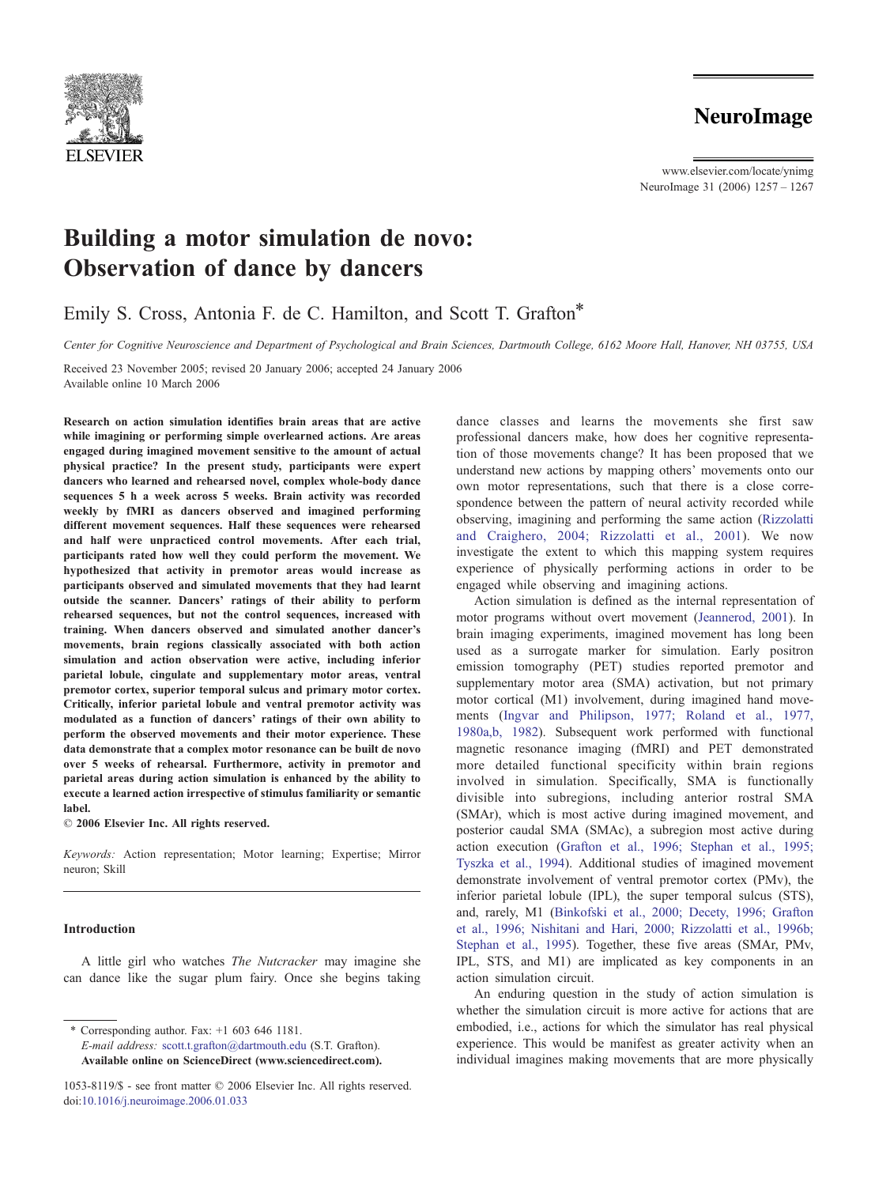# Building a motor simulation de novo: Observation of dance by dancers

Emily S. Cross, Antonia F. de C. Hamilton, and Scott T. Grafton*

*Center for Cognitive Neuroscience and Department of Psychological and Brain Sciences, Dartmouth College, 6162 Moore Hall, Hanover, NH 03755, USA*

Received 23 November 2005; revised 20 January 2006; accepted 24 January 2006
Available online 10 March 2006

**Research on action simulation identifies brain areas that are active while imagining or performing simple overlearned actions. Are areas engaged during imagined movement sensitive to the amount of actual physical practice? In the present study, participants were expert dancers who learned and rehearsed novel, complex whole-body dance sequences 5 h a week across 5 weeks. Brain activity was recorded weekly by fMRI as dancers observed and imagined performing different movement sequences. Half these sequences were rehearsed and half were unpracticed control movements. After each trial, participants rated how well they could perform the movement. We hypothesized that activity in premotor areas would increase as participants observed and simulated movements that they had learnt outside the scanner. Dancers' ratings of their ability to perform rehearsed sequences, but not the control sequences, increased with training. When dancers observed and simulated another dancer's movements, brain regions classically associated with both action simulation and action observation were active, including inferior parietal lobule, cingulate and supplementary motor areas, ventral premotor cortex, superior temporal sulcus and primary motor cortex. Critically, inferior parietal lobule and ventral premotor activity was modulated as a function of dancers' ratings of their own ability to perform the observed movements and their motor experience. These data demonstrate that a complex motor resonance can be built de novo over 5 weeks of rehearsal. Furthermore, activity in premotor and parietal areas during action simulation is enhanced by the ability to execute a learned action irrespective of stimulus familiarity or semantic label.**

**© 2006 Elsevier Inc. All rights reserved.**

*Keywords:* Action representation; Motor learning; Expertise; Mirror neuron; Skill

## Introduction

A little girl who watches *The Nutcracker* may imagine she can dance like the sugar plum fairy. Once she begins taking dance classes and learns the movements she first saw professional dancers make, how does her cognitive representation of those movements change? It has been proposed that we understand new actions by mapping others' movements onto our own motor representations, such that there is a close correspondence between the pattern of neural activity recorded while observing, imagining and performing the same action (Rizzolatti and Craighero, 2004; Rizzolatti et al., 2001). We now investigate the extent to which this mapping system requires experience of physically performing actions in order to be engaged while observing and imagining actions.

Action simulation is defined as the internal representation of motor programs without overt movement (Jeannerod, 2001). In brain imaging experiments, imagined movement has long been used as a surrogate marker for simulation. Early positron emission tomography (PET) studies reported premotor and supplementary motor area (SMA) activation, but not primary motor cortical (M1) involvement, during imagined hand movements (Ingvar and Philipson, 1977; Roland et al., 1977, 1980a,b, 1982). Subsequent work performed with functional magnetic resonance imaging (fMRI) and PET demonstrated more detailed functional specificity within brain regions involved in simulation. Specifically, SMA is functionally divisible into subregions, including anterior rostral SMA (SMAr), which is most active during imagined movement, and posterior caudal SMA (SMAc), a subregion most active during action execution (Grafton et al., 1996; Stephan et al., 1995; Tyszka et al., 1994). Additional studies of imagined movement demonstrate involvement of ventral premotor cortex (PMv), the inferior parietal lobule (IPL), the super temporal sulcus (STS), and, rarely, M1 (Binkofski et al., 2000; Decety, 1996; Grafton et al., 1996; Nishitani and Hari, 2000; Rizzolatti et al., 1996b; Stephan et al., 1995). Together, these five areas (SMAr, PMv, IPL, STS, and M1) are implicated as key components in an action simulation circuit.

An enduring question in the study of action simulation is whether the simulation circuit is more active for actions that are embodied, i.e., actions for which the simulator has real physical experience. This would be manifest as greater activity when an individual imagines making movements that are more physically

---

\* Corresponding author. Fax: +1 603 646 1181.
*E-mail address:* scott.t.grafton@dartmouth.edu (S.T. Grafton).
**Available online on ScienceDirect (www.sciencedirect.com).**

1053-8119/$ - see front matter © 2006 Elsevier Inc. All rights reserved.
doi:10.1016/j.neuroimage.2006.01.033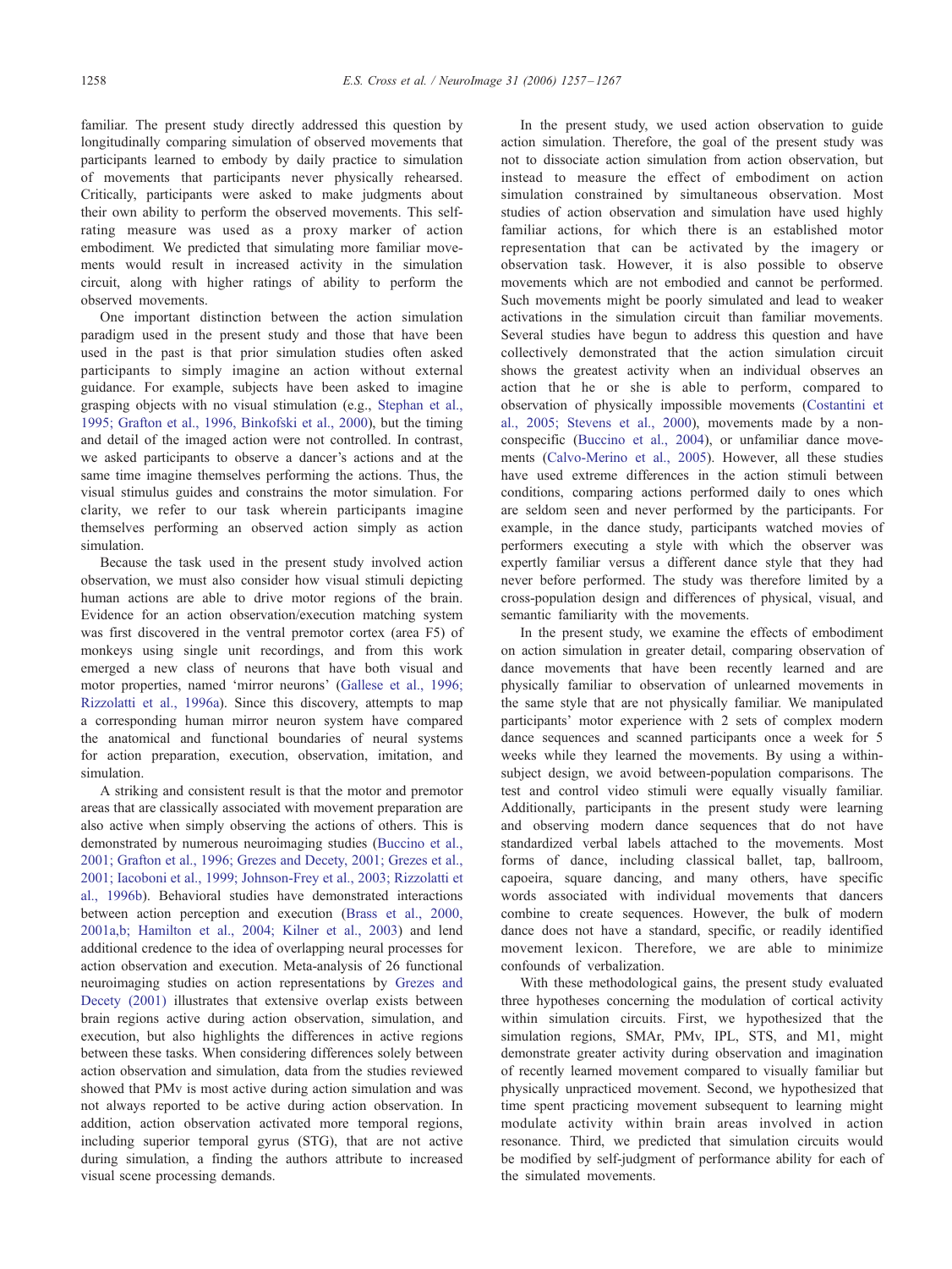familiar. The present study directly addressed this question by longitudinally comparing simulation of observed movements that participants learned to embody by daily practice to simulation of movements that participants never physically rehearsed. Critically, participants were asked to make judgments about their own ability to perform the observed movements. This self-rating measure was used as a proxy marker of action embodiment. We predicted that simulating more familiar movements would result in increased activity in the simulation circuit, along with higher ratings of ability to perform the observed movements.

One important distinction between the action simulation paradigm used in the present study and those that have been used in the past is that prior simulation studies often asked participants to simply imagine an action without external guidance. For example, subjects have been asked to imagine grasping objects with no visual stimulation (e.g., Stephan et al., 1995; Grafton et al., 1996, Binkofski et al., 2000), but the timing and detail of the imaged action were not controlled. In contrast, we asked participants to observe a dancer's actions and at the same time imagine themselves performing the actions. Thus, the visual stimulus guides and constrains the motor simulation. For clarity, we refer to our task wherein participants imagine themselves performing an observed action simply as action simulation.

Because the task used in the present study involved action observation, we must also consider how visual stimuli depicting human actions are able to drive motor regions of the brain. Evidence for an action observation/execution matching system was first discovered in the ventral premotor cortex (area F5) of monkeys using single unit recordings, and from this work emerged a new class of neurons that have both visual and motor properties, named 'mirror neurons' (Gallese et al., 1996; Rizzolatti et al., 1996a). Since this discovery, attempts to map a corresponding human mirror neuron system have compared the anatomical and functional boundaries of neural systems for action preparation, execution, observation, imitation, and simulation.

A striking and consistent result is that the motor and premotor areas that are classically associated with movement preparation are also active when simply observing the actions of others. This is demonstrated by numerous neuroimaging studies (Buccino et al., 2001; Grafton et al., 1996; Grezes and Decety, 2001; Grezes et al., 2001; Iacoboni et al., 1999; Johnson-Frey et al., 2003; Rizzolatti et al., 1996b). Behavioral studies have demonstrated interactions between action perception and execution (Brass et al., 2000, 2001a,b; Hamilton et al., 2004; Kilner et al., 2003) and lend additional credence to the idea of overlapping neural processes for action observation and execution. Meta-analysis of 26 functional neuroimaging studies on action representations by Grezes and Decety (2001) illustrates that extensive overlap exists between brain regions active during action observation, simulation, and execution, but also highlights the differences in active regions between these tasks. When considering differences solely between action observation and simulation, data from the studies reviewed showed that PMv is most active during action simulation and was not always reported to be active during action observation. In addition, action observation activated more temporal regions, including superior temporal gyrus (STG), that are not active during simulation, a finding the authors attribute to increased visual scene processing demands.

In the present study, we used action observation to guide action simulation. Therefore, the goal of the present study was not to dissociate action simulation from action observation, but instead to measure the effect of embodiment on action simulation constrained by simultaneous observation. Most studies of action observation and simulation have used highly familiar actions, for which there is an established motor representation that can be activated by the imagery or observation task. However, it is also possible to observe movements which are not embodied and cannot be performed. Such movements might be poorly simulated and lead to weaker activations in the simulation circuit than familiar movements. Several studies have begun to address this question and have collectively demonstrated that the action simulation circuit shows the greatest activity when an individual observes an action that he or she is able to perform, compared to observation of physically impossible movements (Costantini et al., 2005; Stevens et al., 2000), movements made by a non-conspecific (Buccino et al., 2004), or unfamiliar dance movements (Calvo-Merino et al., 2005). However, all these studies have used extreme differences in the action stimuli between conditions, comparing actions performed daily to ones which are seldom seen and never performed by the participants. For example, in the dance study, participants watched movies of performers executing a style with which the observer was expertly familiar versus a different dance style that they had never before performed. The study was therefore limited by a cross-population design and differences of physical, visual, and semantic familiarity with the movements.

In the present study, we examine the effects of embodiment on action simulation in greater detail, comparing observation of dance movements that have been recently learned and are physically familiar to observation of unlearned movements in the same style that are not physically familiar. We manipulated participants' motor experience with 2 sets of complex modern dance sequences and scanned participants once a week for 5 weeks while they learned the movements. By using a within-subject design, we avoid between-population comparisons. The test and control video stimuli were equally visually familiar. Additionally, participants in the present study were learning and observing modern dance sequences that do not have standardized verbal labels attached to the movements. Most forms of dance, including classical ballet, tap, ballroom, capoeira, square dancing, and many others, have specific words associated with individual movements that dancers combine to create sequences. However, the bulk of modern dance does not have a standard, specific, or readily identified movement lexicon. Therefore, we are able to minimize confounds of verbalization.

With these methodological gains, the present study evaluated three hypotheses concerning the modulation of cortical activity within simulation circuits. First, we hypothesized that the simulation regions, SMAr, PMv, IPL, STS, and M1, might demonstrate greater activity during observation and imagination of recently learned movement compared to visually familiar but physically unpracticed movement. Second, we hypothesized that time spent practicing movement subsequent to learning might modulate activity within brain areas involved in action resonance. Third, we predicted that simulation circuits would be modified by self-judgment of performance ability for each of the simulated movements.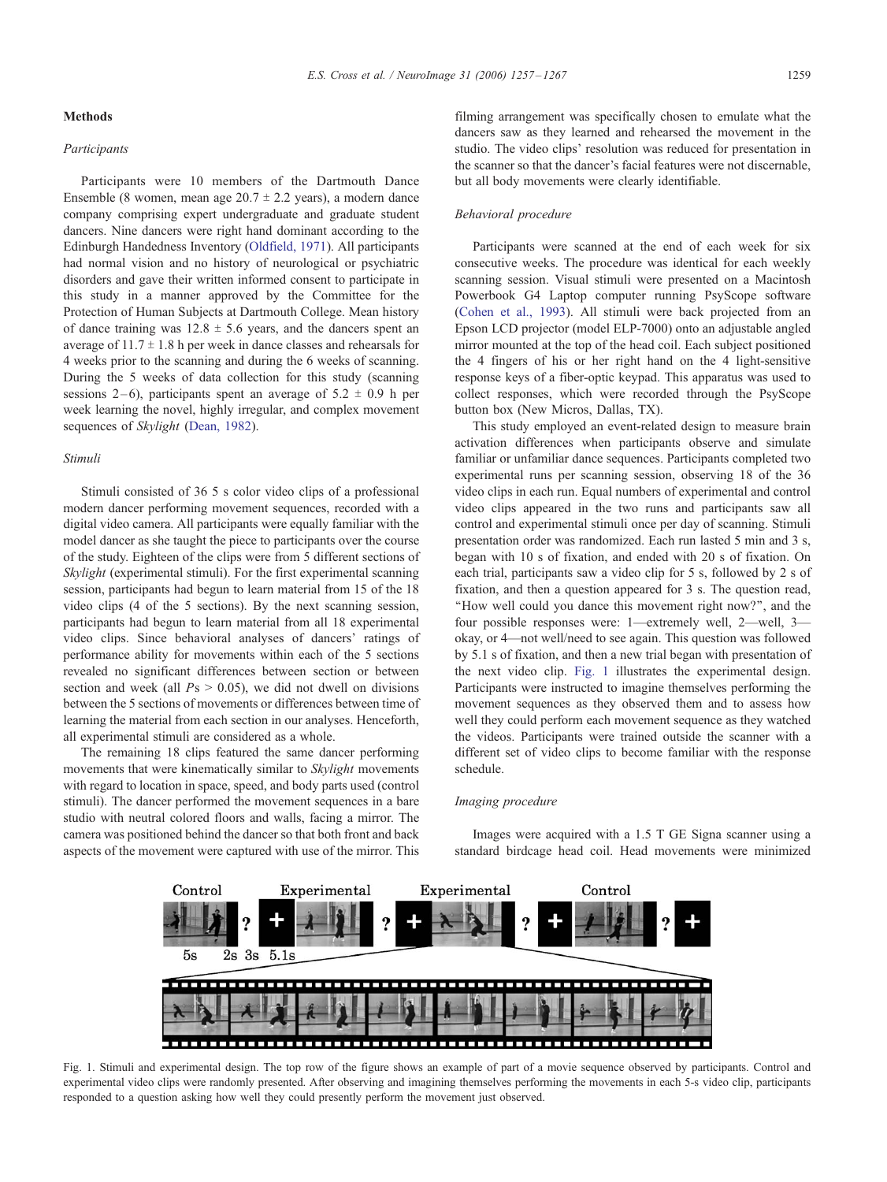## Methods

### Participants

Participants were 10 members of the Dartmouth Dance Ensemble (8 women, mean age 20.7 ± 2.2 years), a modern dance company comprising expert undergraduate and graduate student dancers. Nine dancers were right hand dominant according to the Edinburgh Handedness Inventory (Oldfield, 1971). All participants had normal vision and no history of neurological or psychiatric disorders and gave their written informed consent to participate in this study in a manner approved by the Committee for the Protection of Human Subjects at Dartmouth College. Mean history of dance training was 12.8 ± 5.6 years, and the dancers spent an average of 11.7 ± 1.8 h per week in dance classes and rehearsals for 4 weeks prior to the scanning and during the 6 weeks of scanning. During the 5 weeks of data collection for this study (scanning sessions 2–6), participants spent an average of 5.2 ± 0.9 h per week learning the novel, highly irregular, and complex movement sequences of *Skylight* (Dean, 1982).

### Stimuli

Stimuli consisted of 36 5 s color video clips of a professional modern dancer performing movement sequences, recorded with a digital video camera. All participants were equally familiar with the model dancer as she taught the piece to participants over the course of the study. Eighteen of the clips were from 5 different sections of *Skylight* (experimental stimuli). For the first experimental scanning session, participants had begun to learn material from 15 of the 18 video clips (4 of the 5 sections). By the next scanning session, participants had begun to learn material from all 18 experimental video clips. Since behavioral analyses of dancers' ratings of performance ability for movements within each of the 5 sections revealed no significant differences between section or between section and week (all $P$s > 0.05), we did not dwell on divisions between the 5 sections of movements or differences between time of learning the material from each section in our analyses. Henceforth, all experimental stimuli are considered as a whole.

The remaining 18 clips featured the same dancer performing movements that were kinematically similar to *Skylight* movements with regard to location in space, speed, and body parts used (control stimuli). The dancer performed the movement sequences in a bare studio with neutral colored floors and walls, facing a mirror. The camera was positioned behind the dancer so that both front and back aspects of the movement were captured with use of the mirror. This filming arrangement was specifically chosen to emulate what the dancers saw as they learned and rehearsed the movement in the studio. The video clips' resolution was reduced for presentation in the scanner so that the dancer's facial features were not discernable, but all body movements were clearly identifiable.

### Behavioral procedure

Participants were scanned at the end of each week for six consecutive weeks. The procedure was identical for each weekly scanning session. Visual stimuli were presented on a Macintosh Powerbook G4 Laptop computer running PsyScope software (Cohen et al., 1993). All stimuli were back projected from an Epson LCD projector (model ELP-7000) onto an adjustable angled mirror mounted at the top of the head coil. Each subject positioned the 4 fingers of his or her right hand on the 4 light-sensitive response keys of a fiber-optic keypad. This apparatus was used to collect responses, which were recorded through the PsyScope button box (New Micros, Dallas, TX).

This study employed an event-related design to measure brain activation differences when participants observe and simulate familiar or unfamiliar dance sequences. Participants completed two experimental runs per scanning session, observing 18 of the 36 video clips in each run. Equal numbers of experimental and control video clips appeared in the two runs and participants saw all control and experimental stimuli once per day of scanning. Stimuli presentation order was randomized. Each run lasted 5 min and 3 s, began with 10 s of fixation, and ended with 20 s of fixation. On each trial, participants saw a video clip for 5 s, followed by 2 s of fixation, and then a question appeared for 3 s. The question read, "How well could you dance this movement right now?", and the four possible responses were: 1—extremely well, 2—well, 3—okay, or 4—not well/need to see again. This question was followed by 5.1 s of fixation, and then a new trial began with presentation of the next video clip. Fig. 1 illustrates the experimental design. Participants were instructed to imagine themselves performing the movement sequences as they observed them and to assess how well they could perform each movement sequence as they watched the videos. Participants were trained outside the scanner with a different set of video clips to become familiar with the response schedule.

### Imaging procedure

Images were acquired with a 1.5 T GE Signa scanner using a standard birdcage head coil. Head movements were minimized

Fig. 1. Stimuli and experimental design. The top row of the figure shows an example of part of a movie sequence observed by participants. Control and experimental video clips were randomly presented. After observing and imagining themselves performing the movements in each 5-s video clip, participants responded to a question asking how well they could presently perform the movement just observed.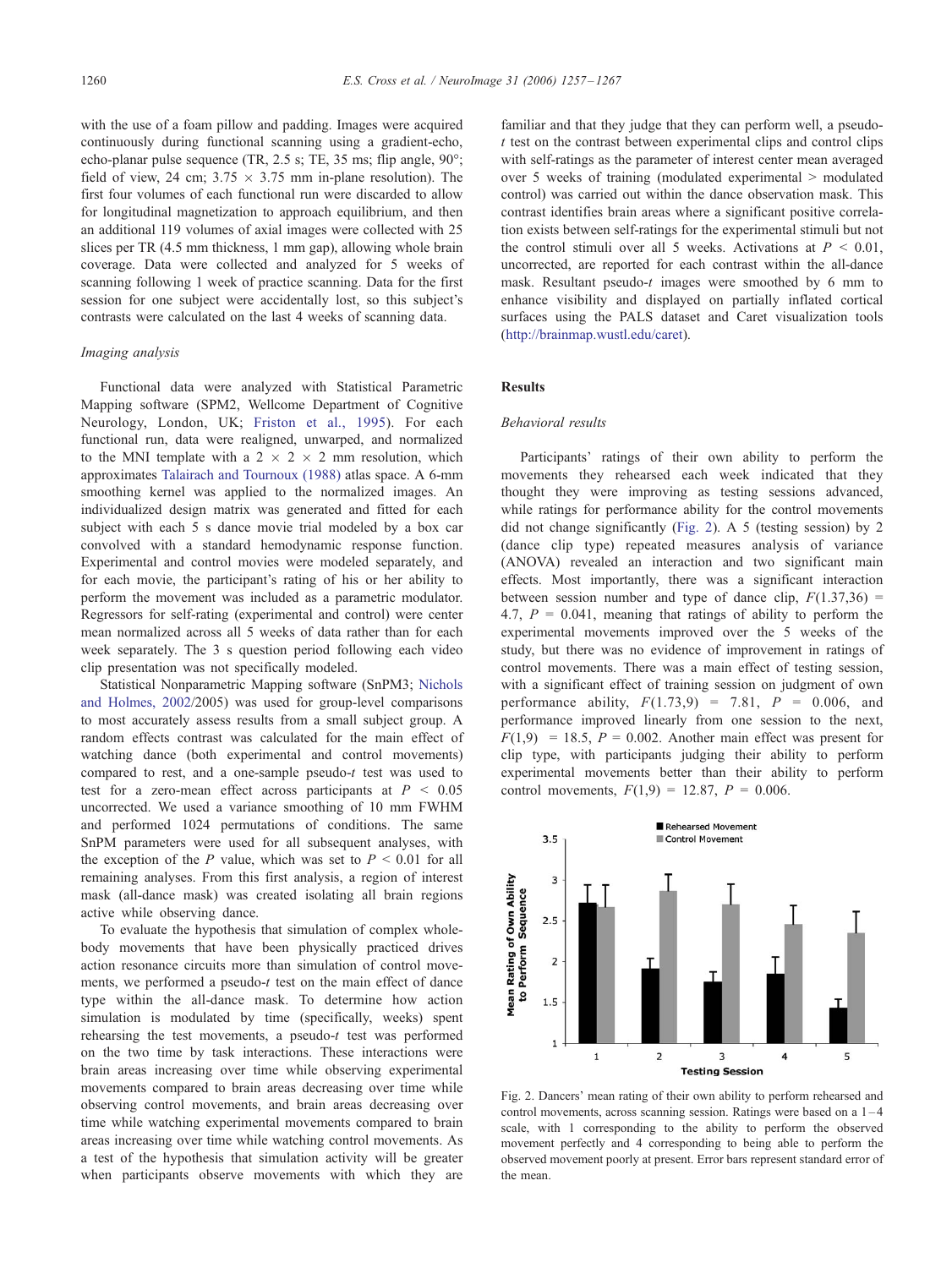with the use of a foam pillow and padding. Images were acquired continuously during functional scanning using a gradient-echo, echo-planar pulse sequence (TR, 2.5 s; TE, 35 ms; flip angle, 90°; field of view, 24 cm; 3.75 × 3.75 mm in-plane resolution). The first four volumes of each functional run were discarded to allow for longitudinal magnetization to approach equilibrium, and then an additional 119 volumes of axial images were collected with 25 slices per TR (4.5 mm thickness, 1 mm gap), allowing whole brain coverage. Data were collected and analyzed for 5 weeks of scanning following 1 week of practice scanning. Data for the first session for one subject were accidentally lost, so this subject's contrasts were calculated on the last 4 weeks of scanning data.

### *Imaging analysis*

Functional data were analyzed with Statistical Parametric Mapping software (SPM2, Wellcome Department of Cognitive Neurology, London, UK; Friston et al., 1995). For each functional run, data were realigned, unwarped, and normalized to the MNI template with a 2 × 2 × 2 mm resolution, which approximates Talairach and Tournoux (1988) atlas space. A 6-mm smoothing kernel was applied to the normalized images. An individualized design matrix was generated and fitted for each subject with each 5 s dance movie trial modeled by a box car convolved with a standard hemodynamic response function. Experimental and control movies were modeled separately, and for each movie, the participant's rating of his or her ability to perform the movement was included as a parametric modulator. Regressors for self-rating (experimental and control) were center mean normalized across all 5 weeks of data rather than for each week separately. The 3 s question period following each video clip presentation was not specifically modeled.

Statistical Nonparametric Mapping software (SnPM3; Nichols and Holmes, 2002/2005) was used for group-level comparisons to most accurately assess results from a small subject group. A random effects contrast was calculated for the main effect of watching dance (both experimental and control movements) compared to rest, and a one-sample pseudo-*t* test was used to test for a zero-mean effect across participants at $P < 0.05$ uncorrected. We used a variance smoothing of 10 mm FWHM and performed 1024 permutations of conditions. The same SnPM parameters were used for all subsequent analyses, with the exception of the $P$ value, which was set to $P < 0.01$ for all remaining analyses. From this first analysis, a region of interest mask (all-dance mask) was created isolating all brain regions active while observing dance.

To evaluate the hypothesis that simulation of complex whole-body movements that have been physically practiced drives action resonance circuits more than simulation of control movements, we performed a pseudo-*t* test on the main effect of dance type within the all-dance mask. To determine how action simulation is modulated by time (specifically, weeks) spent rehearsing the test movements, a pseudo-*t* test was performed on the two time by task interactions. These interactions were brain areas increasing over time while observing experimental movements compared to brain areas decreasing over time while observing control movements, and brain areas decreasing over time while watching experimental movements compared to brain areas increasing over time while watching control movements. As a test of the hypothesis that simulation activity will be greater when participants observe movements with which they are familiar and that they judge that they can perform well, a pseudo-*t* test on the contrast between experimental clips and control clips with self-ratings as the parameter of interest center mean averaged over 5 weeks of training (modulated experimental > modulated control) was carried out within the dance observation mask. This contrast identifies brain areas where a significant positive correlation exists between self-ratings for the experimental stimuli but not the control stimuli over all 5 weeks. Activations at $P < 0.01$, uncorrected, are reported for each contrast within the all-dance mask. Resultant pseudo-*t* images were smoothed by 6 mm to enhance visibility and displayed on partially inflated cortical surfaces using the PALS dataset and Caret visualization tools (http://brainmap.wustl.edu/caret).

## Results

### *Behavioral results*

Participants' ratings of their own ability to perform the movements they rehearsed each week indicated that they thought they were improving as testing sessions advanced, while ratings for performance ability for the control movements did not change significantly (Fig. 2). A 5 (testing session) by 2 (dance clip type) repeated measures analysis of variance (ANOVA) revealed an interaction and two significant main effects. Most importantly, there was a significant interaction between session number and type of dance clip, $F(1.37,36) = 4.7$, $P = 0.041$, meaning that ratings of ability to perform the experimental movements improved over the 5 weeks of the study, but there was no evidence of improvement in ratings of control movements. There was a main effect of testing session, with a significant effect of training session on judgment of own performance ability, $F(1.73,9) = 7.81$, $P = 0.006$, and performance improved linearly from one session to the next, $F(1,9) = 18.5$, $P = 0.002$. Another main effect was present for clip type, with participants judging their ability to perform experimental movements better than their ability to perform control movements, $F(1,9) = 12.87$, $P = 0.006$.

Fig. 2. Dancers' mean rating of their own ability to perform rehearsed and control movements, across scanning session. Ratings were based on a 1–4 scale, with 1 corresponding to the ability to perform the observed movement perfectly and 4 corresponding to being able to perform the observed movement poorly at present. Error bars represent standard error of the mean.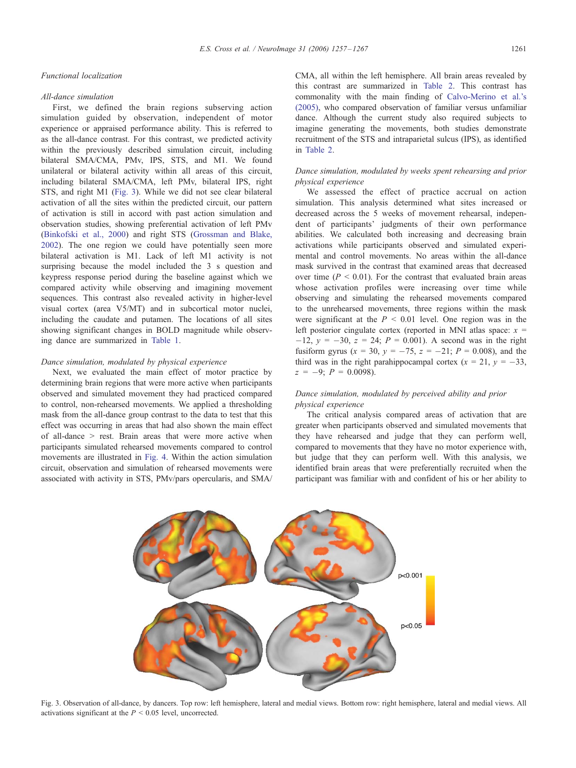### Functional localization

#### All-dance simulation

First, we defined the brain regions subserving action simulation guided by observation, independent of motor experience or appraised performance ability. This is referred to as the all-dance contrast. For this contrast, we predicted activity within the previously described simulation circuit, including bilateral SMA/CMA, PMv, IPS, STS, and M1. We found unilateral or bilateral activity within all areas of this circuit, including bilateral SMA/CMA, left PMv, bilateral IPS, right STS, and right M1 (Fig. 3). While we did not see clear bilateral activation of all the sites within the predicted circuit, our pattern of activation is still in accord with past action simulation and observation studies, showing preferential activation of left PMv (Binkofski et al., 2000) and right STS (Grossman and Blake, 2002). The one region we could have potentially seen more bilateral activation is M1. Lack of left M1 activity is not surprising because the model included the 3 s question and keypress response period during the baseline against which we compared activity while observing and imagining movement sequences. This contrast also revealed activity in higher-level visual cortex (area V5/MT) and in subcortical motor nuclei, including the caudate and putamen. The locations of all sites showing significant changes in BOLD magnitude while observing dance are summarized in Table 1.

#### Dance simulation, modulated by physical experience

Next, we evaluated the main effect of motor practice by determining brain regions that were more active when participants observed and simulated movement they had practiced compared to control, non-rehearsed movements. We applied a thresholding mask from the all-dance group contrast to the data to test that this effect was occurring in areas that had also shown the main effect of all-dance > rest. Brain areas that were more active when participants simulated rehearsed movements compared to control movements are illustrated in Fig. 4. Within the action simulation circuit, observation and simulation of rehearsed movements were associated with activity in STS, PMv/pars opercularis, and SMA/CMA, all within the left hemisphere. All brain areas revealed by this contrast are summarized in Table 2. This contrast has commonality with the main finding of Calvo-Merino et al.'s (2005), who compared observation of familiar versus unfamiliar dance. Although the current study also required subjects to imagine generating the movements, both studies demonstrate recruitment of the STS and intraparietal sulcus (IPS), as identified in Table 2.

#### Dance simulation, modulated by weeks spent rehearsing and prior physical experience

We assessed the effect of practice accrual on action simulation. This analysis determined what sites increased or decreased across the 5 weeks of movement rehearsal, independent of participants' judgments of their own performance abilities. We calculated both increasing and decreasing brain activations while participants observed and simulated experimental and control movements. No areas within the all-dance mask survived in the contrast that examined areas that decreased over time ($P < 0.01$). For the contrast that evaluated brain areas whose activation profiles were increasing over time while observing and simulating the rehearsed movements compared to the unrehearsed movements, three regions within the mask were significant at the $P < 0.01$ level. One region was in the left posterior cingulate cortex (reported in MNI atlas space: $x = -12$, $y = -30$, $z = 24$; $P = 0.001$). A second was in the right fusiform gyrus ($x = 30$, $y = -75$, $z = -21$; $P = 0.008$), and the third was in the right parahippocampal cortex ($x = 21$, $y = -33$, $z = -9$; $P = 0.0098$).

#### Dance simulation, modulated by perceived ability and prior physical experience

The critical analysis compared areas of activation that are greater when participants observed and simulated movements that they have rehearsed and judge that they can perform well, compared to movements that they have no motor experience with, but judge that they can perform well. With this analysis, we identified brain areas that were preferentially recruited when the participant was familiar with and confident of his or her ability to

Fig. 3. Observation of all-dance, by dancers. Top row: left hemisphere, lateral and medial views. Bottom row: right hemisphere, lateral and medial views. All activations significant at the $P < 0.05$ level, uncorrected.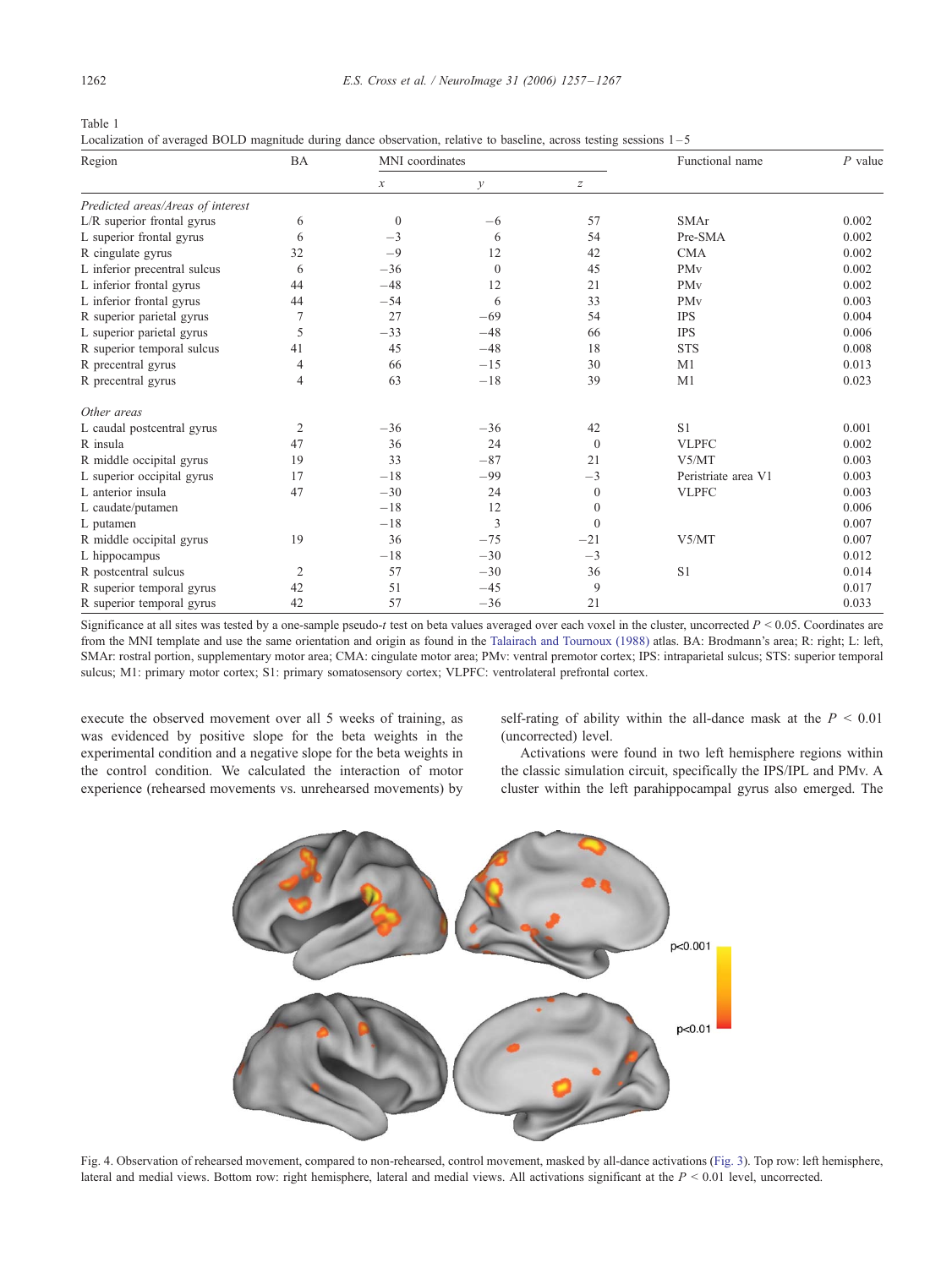Table 1

Localization of averaged BOLD magnitude during dance observation, relative to baseline, across testing sessions 1–5

| Region | BA | MNI coordinates | | | Functional name | *P* value |
|---|---|---|---|---|---|---|
| | | *x* | *y* | *z* | | |
| *Predicted areas/Areas of interest* | | | | | | |
| L/R superior frontal gyrus | 6 | 0 | −6 | 57 | SMAr | 0.002 |
| L superior frontal gyrus | 6 | −3 | 6 | 54 | Pre-SMA | 0.002 |
| R cingulate gyrus | 32 | −9 | 12 | 42 | CMA | 0.002 |
| L inferior precentral sulcus | 6 | −36 | 0 | 45 | PMv | 0.002 |
| L inferior frontal gyrus | 44 | −48 | 12 | 21 | PMv | 0.002 |
| L inferior frontal gyrus | 44 | −54 | 6 | 33 | PMv | 0.003 |
| R superior parietal gyrus | 7 | 27 | −69 | 54 | IPS | 0.004 |
| L superior parietal gyrus | 5 | −33 | −48 | 66 | IPS | 0.006 |
| R superior temporal sulcus | 41 | 45 | −48 | 18 | STS | 0.008 |
| R precentral gyrus | 4 | 66 | −15 | 30 | M1 | 0.013 |
| R precentral gyrus | 4 | 63 | −18 | 39 | M1 | 0.023 |
| *Other areas* | | | | | | |
| L caudal postcentral gyrus | 2 | −36 | −36 | 42 | S1 | 0.001 |
| R insula | 47 | 36 | 24 | 0 | VLPFC | 0.002 |
| R middle occipital gyrus | 19 | 33 | −87 | 21 | V5/MT | 0.003 |
| L superior occipital gyrus | 17 | −18 | −99 | −3 | Peristriate area V1 | 0.003 |
| L anterior insula | 47 | −30 | 24 | 0 | VLPFC | 0.003 |
| L caudate/putamen | | −18 | 12 | 0 | | 0.006 |
| L putamen | | −18 | 3 | 0 | | 0.007 |
| R middle occipital gyrus | 19 | 36 | −75 | −21 | V5/MT | 0.007 |
| L hippocampus | | −18 | −30 | −3 | | 0.012 |
| R postcentral sulcus | 2 | 57 | −30 | 36 | S1 | 0.014 |
| R superior temporal gyrus | 42 | 51 | −45 | 9 | | 0.017 |
| R superior temporal gyrus | 42 | 57 | −36 | 21 | | 0.033 |

Significance at all sites was tested by a one-sample pseudo-*t* test on beta values averaged over each voxel in the cluster, uncorrected $P < 0.05$. Coordinates are from the MNI template and use the same orientation and origin as found in the Talairach and Tournoux (1988) atlas. BA: Brodmann's area; R: right; L: left, SMAr: rostral portion, supplementary motor area; CMA: cingulate motor area; PMv: ventral premotor cortex; IPS: intraparietal sulcus; STS: superior temporal sulcus; M1: primary motor cortex; S1: primary somatosensory cortex; VLPFC: ventrolateral prefrontal cortex.

execute the observed movement over all 5 weeks of training, as was evidenced by positive slope for the beta weights in the experimental condition and a negative slope for the beta weights in the control condition. We calculated the interaction of motor experience (rehearsed movements vs. unrehearsed movements) by self-rating of ability within the all-dance mask at the $P < 0.01$ (uncorrected) level.

Activations were found in two left hemisphere regions within the classic simulation circuit, specifically the IPS/IPL and PMv. A cluster within the left parahippocampal gyrus also emerged. The

Fig. 4. Observation of rehearsed movement, compared to non-rehearsed, control movement, masked by all-dance activations (Fig. 3). Top row: left hemisphere, lateral and medial views. Bottom row: right hemisphere, lateral and medial views. All activations significant at the $P < 0.01$ level, uncorrected.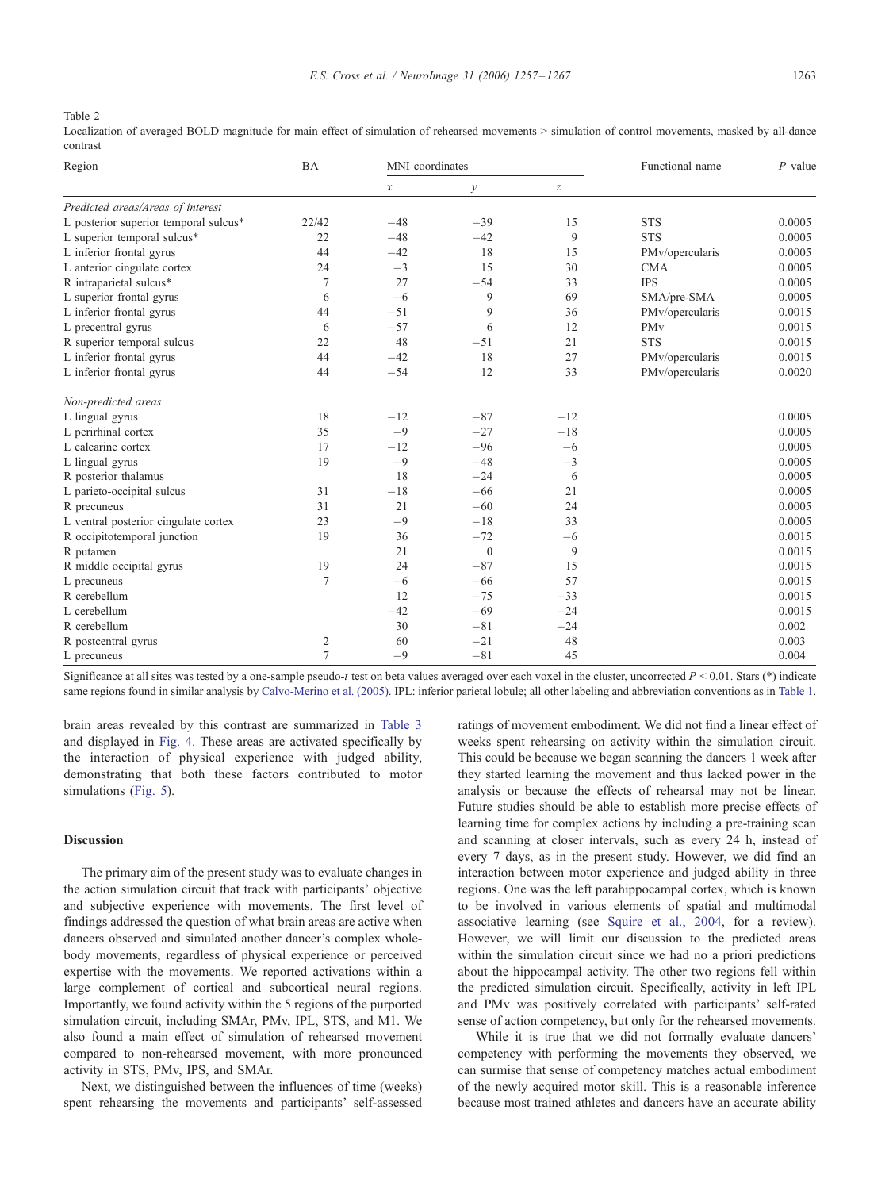Table 2
Localization of averaged BOLD magnitude for main effect of simulation of rehearsed movements > simulation of control movements, masked by all-dance contrast

| Region | BA | MNI coordinates | | | Functional name | P value |
|---|---|---|---|---|---|---|
| | | x | y | z | | |
| *Predicted areas/Areas of interest* | | | | | | |
| L posterior superior temporal sulcus* | 22/42 | −48 | −39 | 15 | STS | 0.0005 |
| L superior temporal sulcus* | 22 | −48 | −42 | 9 | STS | 0.0005 |
| L inferior frontal gyrus | 44 | −42 | 18 | 15 | PMv/opercularis | 0.0005 |
| L anterior cingulate cortex | 24 | −3 | 15 | 30 | CMA | 0.0005 |
| R intraparietal sulcus* | 7 | 27 | −54 | 33 | IPS | 0.0005 |
| L superior frontal gyrus | 6 | −6 | 9 | 69 | SMA/pre-SMA | 0.0005 |
| L inferior frontal gyrus | 44 | −51 | 9 | 36 | PMv/opercularis | 0.0015 |
| L precentral gyrus | 6 | −57 | 6 | 12 | PMv | 0.0015 |
| R superior temporal sulcus | 22 | 48 | −51 | 21 | STS | 0.0015 |
| L inferior frontal gyrus | 44 | −42 | 18 | 27 | PMv/opercularis | 0.0015 |
| L inferior frontal gyrus | 44 | −54 | 12 | 33 | PMv/opercularis | 0.0020 |
| *Non-predicted areas* | | | | | | |
| L lingual gyrus | 18 | −12 | −87 | −12 | | 0.0005 |
| L perirhinal cortex | 35 | −9 | −27 | −18 | | 0.0005 |
| L calcarine cortex | 17 | −12 | −96 | −6 | | 0.0005 |
| L lingual gyrus | 19 | −9 | −48 | −3 | | 0.0005 |
| R posterior thalamus | | 18 | −24 | 6 | | 0.0005 |
| L parieto-occipital sulcus | 31 | −18 | −66 | 21 | | 0.0005 |
| R precuneus | 31 | 21 | −60 | 24 | | 0.0005 |
| L ventral posterior cingulate cortex | 23 | −9 | −18 | 33 | | 0.0005 |
| R occipitotemporal junction | 19 | 36 | −72 | −6 | | 0.0015 |
| R putamen | | 21 | 0 | 9 | | 0.0015 |
| R middle occipital gyrus | 19 | 24 | −87 | 15 | | 0.0015 |
| L precuneus | 7 | −6 | −66 | 57 | | 0.0015 |
| R cerebellum | | 12 | −75 | −33 | | 0.0015 |
| L cerebellum | | −42 | −69 | −24 | | 0.0015 |
| R cerebellum | | 30 | −81 | −24 | | 0.002 |
| R postcentral gyrus | 2 | 60 | −21 | 48 | | 0.003 |
| L precuneus | 7 | −9 | −81 | 45 | | 0.004 |

Significance at all sites was tested by a one-sample pseudo-$t$ test on beta values averaged over each voxel in the cluster, uncorrected $P < 0.01$. Stars (*) indicate same regions found in similar analysis by Calvo-Merino et al. (2005). IPL: inferior parietal lobule; all other labeling and abbreviation conventions as in Table 1.

brain areas revealed by this contrast are summarized in Table 3 and displayed in Fig. 4. These areas are activated specifically by the interaction of physical experience with judged ability, demonstrating that both these factors contributed to motor simulations (Fig. 5).

## Discussion

The primary aim of the present study was to evaluate changes in the action simulation circuit that track with participants' objective and subjective experience with movements. The first level of findings addressed the question of what brain areas are active when dancers observed and simulated another dancer's complex whole-body movements, regardless of physical experience or perceived expertise with the movements. We reported activations within a large complement of cortical and subcortical neural regions. Importantly, we found activity within the 5 regions of the purported simulation circuit, including SMAr, PMv, IPL, STS, and M1. We also found a main effect of simulation of rehearsed movement compared to non-rehearsed movement, with more pronounced activity in STS, PMv, IPS, and SMAr.

Next, we distinguished between the influences of time (weeks) spent rehearsing the movements and participants' self-assessed ratings of movement embodiment. We did not find a linear effect of weeks spent rehearsing on activity within the simulation circuit. This could be because we began scanning the dancers 1 week after they started learning the movement and thus lacked power in the analysis or because the effects of rehearsal may not be linear. Future studies should be able to establish more precise effects of learning time for complex actions by including a pre-training scan and scanning at closer intervals, such as every 24 h, instead of every 7 days, as in the present study. However, we did find an interaction between motor experience and judged ability in three regions. One was the left parahippocampal cortex, which is known to be involved in various elements of spatial and multimodal associative learning (see Squire et al., 2004, for a review). However, we will limit our discussion to the predicted areas within the simulation circuit since we had no a priori predictions about the hippocampal activity. The other two regions fell within the predicted simulation circuit. Specifically, activity in left IPL and PMv was positively correlated with participants' self-rated sense of action competency, but only for the rehearsed movements.

While it is true that we did not formally evaluate dancers' competency with performing the movements they observed, we can surmise that sense of competency matches actual embodiment of the newly acquired motor skill. This is a reasonable inference because most trained athletes and dancers have an accurate ability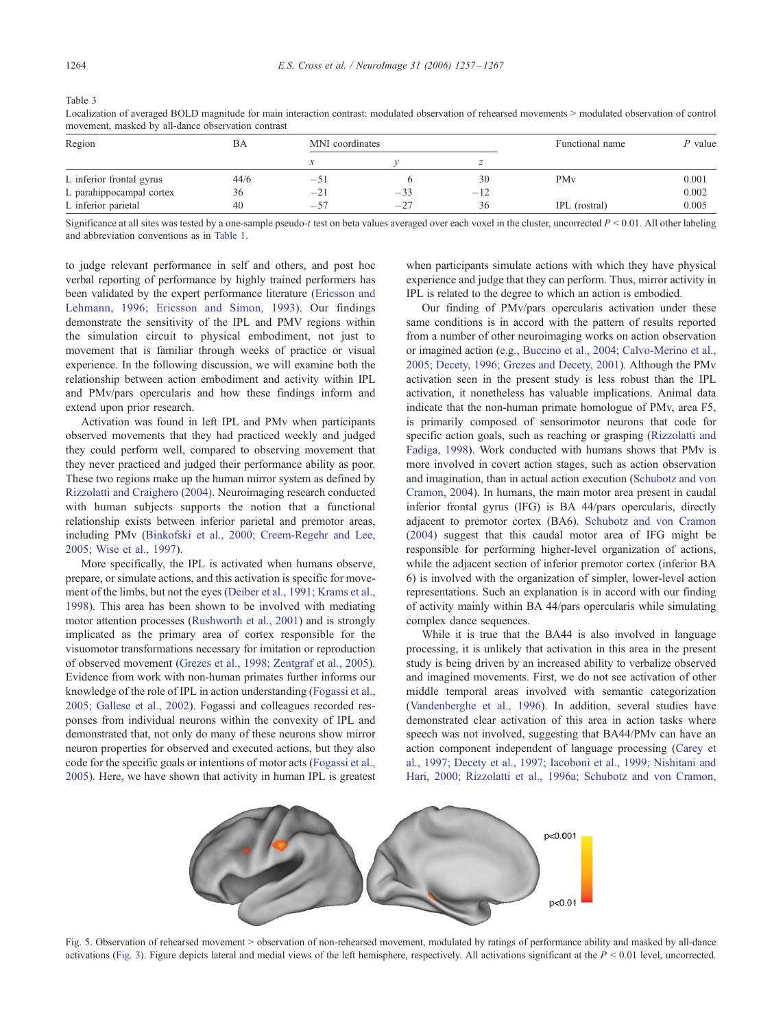Table 3

Localization of averaged BOLD magnitude for main interaction contrast: modulated observation of rehearsed movements > modulated observation of control movement, masked by all-dance observation contrast

| Region | BA | MNI coordinates | | | Functional name | P value |
|---|---|---|---|---|---|---|
| | | x | y | z | | |
| L inferior frontal gyrus | 44/6 | −51 | 6 | 30 | PMv | 0.001 |
| L parahippocampal cortex | 36 | −21 | −33 | −12 | | 0.002 |
| L inferior parietal | 40 | −57 | −27 | 36 | IPL (rostral) | 0.005 |

Significance at all sites was tested by a one-sample pseudo-t test on beta values averaged over each voxel in the cluster, uncorrected $P < 0.01$. All other labeling and abbreviation conventions as in Table 1.

to judge relevant performance in self and others, and post hoc verbal reporting of performance by highly trained performers has been validated by the expert performance literature (Ericsson and Lehmann, 1996; Ericsson and Simon, 1993). Our findings demonstrate the sensitivity of the IPL and PMV regions within the simulation circuit to physical embodiment, not just to movement that is familiar through weeks of practice or visual experience. In the following discussion, we will examine both the relationship between action embodiment and activity within IPL and PMv/pars opercularis and how these findings inform and extend upon prior research.

Activation was found in left IPL and PMv when participants observed movements that they had practiced weekly and judged they could perform well, compared to observing movement that they never practiced and judged their performance ability as poor. These two regions make up the human mirror system as defined by Rizzolatti and Craighero (2004). Neuroimaging research conducted with human subjects supports the notion that a functional relationship exists between inferior parietal and premotor areas, including PMv (Binkofski et al., 2000; Creem-Regehr and Lee, 2005; Wise et al., 1997).

More specifically, the IPL is activated when humans observe, prepare, or simulate actions, and this activation is specific for movement of the limbs, but not the eyes (Deiber et al., 1991; Krams et al., 1998). This area has been shown to be involved with mediating motor attention processes (Rushworth et al., 2001) and is strongly implicated as the primary area of cortex responsible for the visuomotor transformations necessary for imitation or reproduction of observed movement (Grezes et al., 1998; Zentgraf et al., 2005). Evidence from work with non-human primates further informs our knowledge of the role of IPL in action understanding (Fogassi et al., 2005; Gallese et al., 2002). Fogassi and colleagues recorded responses from individual neurons within the convexity of IPL and demonstrated that, not only do many of these neurons show mirror neuron properties for observed and executed actions, but they also code for the specific goals or intentions of motor acts (Fogassi et al., 2005). Here, we have shown that activity in human IPL is greatest when participants simulate actions with which they have physical experience and judge that they can perform. Thus, mirror activity in IPL is related to the degree to which an action is embodied.

Our finding of PMv/pars opercularis activation under these same conditions is in accord with the pattern of results reported from a number of other neuroimaging works on action observation or imagined action (e.g., Buccino et al., 2004; Calvo-Merino et al., 2005; Decety, 1996; Grezes and Decety, 2001). Although the PMv activation seen in the present study is less robust than the IPL activation, it nonetheless has valuable implications. Animal data indicate that the non-human primate homologue of PMv, area F5, is primarily composed of sensorimotor neurons that code for specific action goals, such as reaching or grasping (Rizzolatti and Fadiga, 1998). Work conducted with humans shows that PMv is more involved in covert action stages, such as action observation and imagination, than in actual action execution (Schubotz and von Cramon, 2004). In humans, the main motor area present in caudal inferior frontal gyrus (IFG) is BA 44/pars opercularis, directly adjacent to premotor cortex (BA6). Schubotz and von Cramon (2004) suggest that this caudal motor area of IFG might be responsible for performing higher-level organization of actions, while the adjacent section of inferior premotor cortex (inferior BA 6) is involved with the organization of simpler, lower-level action representations. Such an explanation is in accord with our finding of activity mainly within BA 44/pars opercularis while simulating complex dance sequences.

While it is true that the BA44 is also involved in language processing, it is unlikely that activation in this area in the present study is being driven by an increased ability to verbalize observed and imagined movements. First, we do not see activation of other middle temporal areas involved with semantic categorization (Vandenberghe et al., 1996). In addition, several studies have demonstrated clear activation of this area in action tasks where speech was not involved, suggesting that BA44/PMv can have an action component independent of language processing (Carey et al., 1997; Decety et al., 1997; Iacoboni et al., 1999; Nishitani and Hari, 2000; Rizzolatti et al., 1996a; Schubotz and von Cramon,

Fig. 5. Observation of rehearsed movement > observation of non-rehearsed movement, modulated by ratings of performance ability and masked by all-dance activations (Fig. 3). Figure depicts lateral and medial views of the left hemisphere, respectively. All activations significant at the $P < 0.01$ level, uncorrected.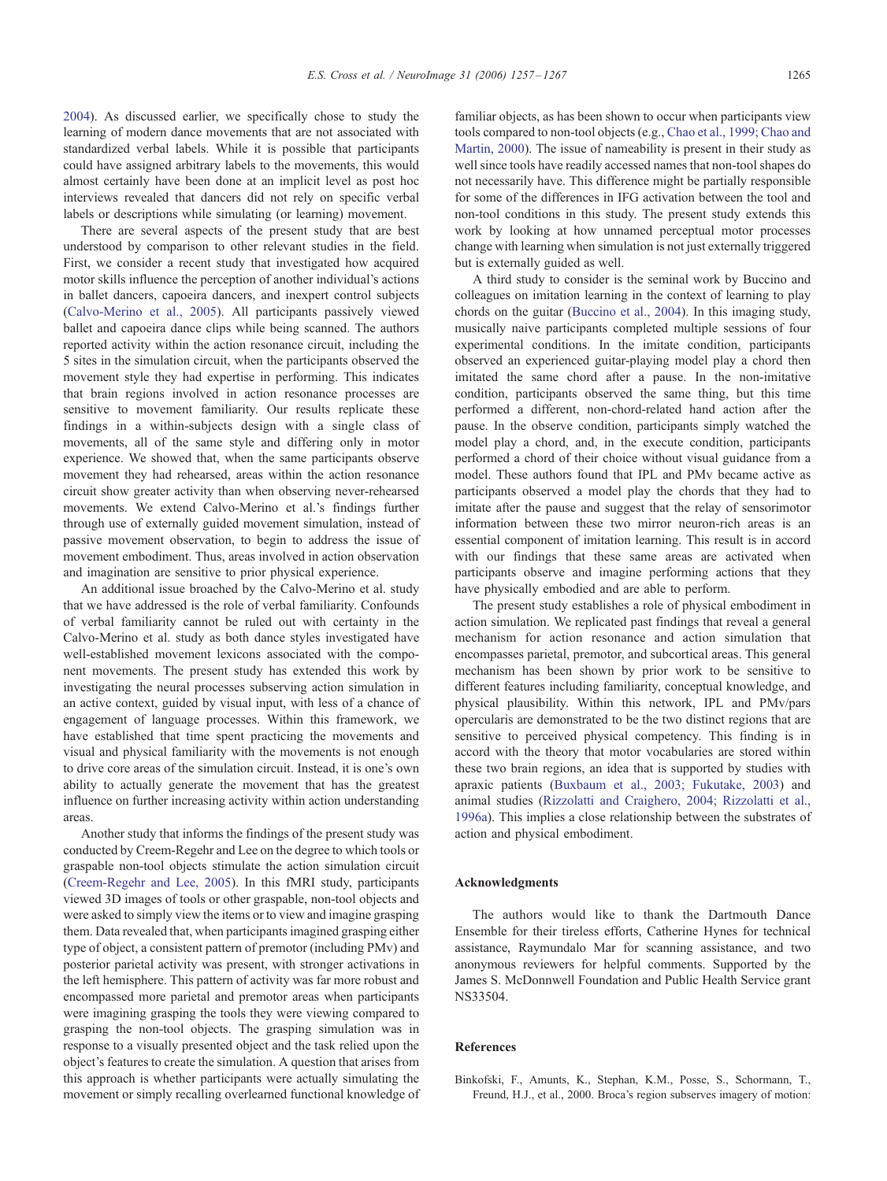2004). As discussed earlier, we specifically chose to study the learning of modern dance movements that are not associated with standardized verbal labels. While it is possible that participants could have assigned arbitrary labels to the movements, this would almost certainly have been done at an implicit level as post hoc interviews revealed that dancers did not rely on specific verbal labels or descriptions while simulating (or learning) movement.

There are several aspects of the present study that are best understood by comparison to other relevant studies in the field. First, we consider a recent study that investigated how acquired motor skills influence the perception of another individual's actions in ballet dancers, capoeira dancers, and inexpert control subjects (Calvo-Merino et al., 2005). All participants passively viewed ballet and capoeira dance clips while being scanned. The authors reported activity within the action resonance circuit, including the 5 sites in the simulation circuit, when the participants observed the movement style they had expertise in performing. This indicates that brain regions involved in action resonance processes are sensitive to movement familiarity. Our results replicate these findings in a within-subjects design with a single class of movements, all of the same style and differing only in motor experience. We showed that, when the same participants observe movement they had rehearsed, areas within the action resonance circuit show greater activity than when observing never-rehearsed movements. We extend Calvo-Merino et al.'s findings further through use of externally guided movement simulation, instead of passive movement observation, to begin to address the issue of movement embodiment. Thus, areas involved in action observation and imagination are sensitive to prior physical experience.

An additional issue broached by the Calvo-Merino et al. study that we have addressed is the role of verbal familiarity. Confounds of verbal familiarity cannot be ruled out with certainty in the Calvo-Merino et al. study as both dance styles investigated have well-established movement lexicons associated with the component movements. The present study has extended this work by investigating the neural processes subserving action simulation in an active context, guided by visual input, with less of a chance of engagement of language processes. Within this framework, we have established that time spent practicing the movements and visual and physical familiarity with the movements is not enough to drive core areas of the simulation circuit. Instead, it is one's own ability to actually generate the movement that has the greatest influence on further increasing activity within action understanding areas.

Another study that informs the findings of the present study was conducted by Creem-Regehr and Lee on the degree to which tools or graspable non-tool objects stimulate the action simulation circuit (Creem-Regehr and Lee, 2005). In this fMRI study, participants viewed 3D images of tools or other graspable, non-tool objects and were asked to simply view the items or to view and imagine grasping them. Data revealed that, when participants imagined grasping either type of object, a consistent pattern of premotor (including PMv) and posterior parietal activity was present, with stronger activations in the left hemisphere. This pattern of activity was far more robust and encompassed more parietal and premotor areas when participants were imagining grasping the tools they were viewing compared to grasping the non-tool objects. The grasping simulation was in response to a visually presented object and the task relied upon the object's features to create the simulation. A question that arises from this approach is whether participants were actually simulating the movement or simply recalling overlearned functional knowledge of familiar objects, as has been shown to occur when participants view tools compared to non-tool objects (e.g., Chao et al., 1999; Chao and Martin, 2000). The issue of nameability is present in their study as well since tools have readily accessed names that non-tool shapes do not necessarily have. This difference might be partially responsible for some of the differences in IFG activation between the tool and non-tool conditions in this study. The present study extends this work by looking at how unnamed perceptual motor processes change with learning when simulation is not just externally triggered but is externally guided as well.

A third study to consider is the seminal work by Buccino and colleagues on imitation learning in the context of learning to play chords on the guitar (Buccino et al., 2004). In this imaging study, musically naive participants completed multiple sessions of four experimental conditions. In the imitate condition, participants observed an experienced guitar-playing model play a chord then imitated the same chord after a pause. In the non-imitative condition, participants observed the same thing, but this time performed a different, non-chord-related hand action after the pause. In the observe condition, participants simply watched the model play a chord, and, in the execute condition, participants performed a chord of their choice without visual guidance from a model. These authors found that IPL and PMv became active as participants observed a model play the chords that they had to imitate after the pause and suggest that the relay of sensorimotor information between these two mirror neuron-rich areas is an essential component of imitation learning. This result is in accord with our findings that these same areas are activated when participants observe and imagine performing actions that they have physically embodied and are able to perform.

The present study establishes a role of physical embodiment in action simulation. We replicated past findings that reveal a general mechanism for action resonance and action simulation that encompasses parietal, premotor, and subcortical areas. This general mechanism has been shown by prior work to be sensitive to different features including familiarity, conceptual knowledge, and physical plausibility. Within this network, IPL and PMv/pars opercularis are demonstrated to be the two distinct regions that are sensitive to perceived physical competency. This finding is in accord with the theory that motor vocabularies are stored within these two brain regions, an idea that is supported by studies with apraxic patients (Buxbaum et al., 2003; Fukutake, 2003) and animal studies (Rizzolatti and Craighero, 2004; Rizzolatti et al., 1996a). This implies a close relationship between the substrates of action and physical embodiment.

## Acknowledgments

The authors would like to thank the Dartmouth Dance Ensemble for their tireless efforts, Catherine Hynes for technical assistance, Raymundalo Mar for scanning assistance, and two anonymous reviewers for helpful comments. Supported by the James S. McDonnell Foundation and Public Health Service grant NS33504.

## References

Binkofski, F., Amunts, K., Stephan, K.M., Posse, S., Schormann, T., Freund, H.J., et al., 2000. Broca's region subserves imagery of motion: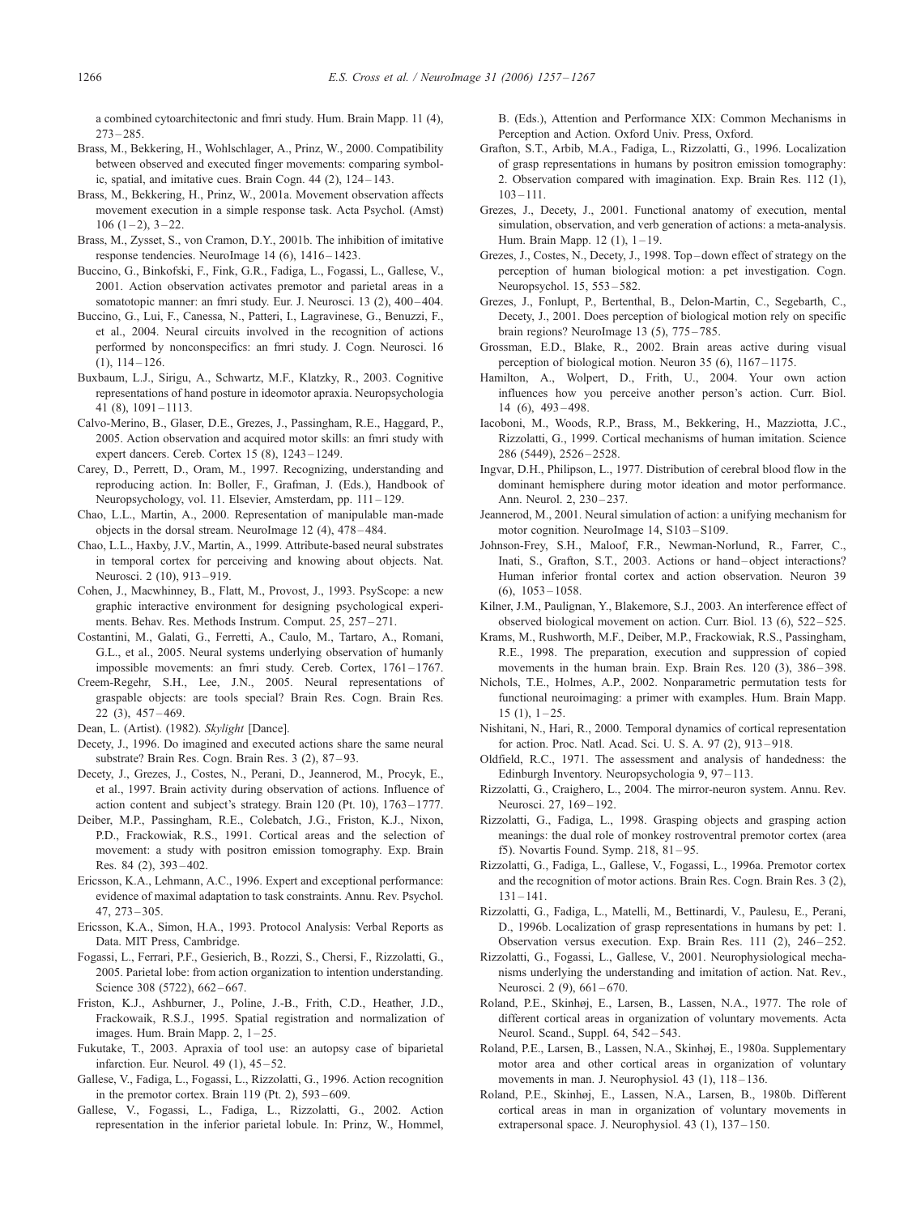a combined cytoarchitectonic and fmri study. Hum. Brain Mapp. 11 (4), 273–285.

Brass, M., Bekkering, H., Wohlschlager, A., Prinz, W., 2000. Compatibility between observed and executed finger movements: comparing symbolic, spatial, and imitative cues. Brain Cogn. 44 (2), 124–143.

Brass, M., Bekkering, H., Prinz, W., 2001a. Movement observation affects movement execution in a simple response task. Acta Psychol. (Amst) 106 (1–2), 3–22.

Brass, M., Zysset, S., von Cramon, D.Y., 2001b. The inhibition of imitative response tendencies. NeuroImage 14 (6), 1416–1423.

Buccino, G., Binkofski, F., Fink, G.R., Fadiga, L., Fogassi, L., Gallese, V., 2001. Action observation activates premotor and parietal areas in a somatotopic manner: an fmri study. Eur. J. Neurosci. 13 (2), 400–404.

Buccino, G., Lui, F., Canessa, N., Patteri, I., Lagravinese, G., Benuzzi, F., et al., 2004. Neural circuits involved in the recognition of actions performed by nonconspecifics: an fmri study. J. Cogn. Neurosci. 16 (1), 114–126.

Buxbaum, L.J., Sirigu, A., Schwartz, M.F., Klatzky, R., 2003. Cognitive representations of hand posture in ideomotor apraxia. Neuropsychologia 41 (8), 1091–1113.

Calvo-Merino, B., Glaser, D.E., Grezes, J., Passingham, R.E., Haggard, P., 2005. Action observation and acquired motor skills: an fmri study with expert dancers. Cereb. Cortex 15 (8), 1243–1249.

Carey, D., Perrett, D., Oram, M., 1997. Recognizing, understanding and reproducing action. In: Boller, F., Grafman, J. (Eds.), Handbook of Neuropsychology, vol. 11. Elsevier, Amsterdam, pp. 111–129.

Chao, L.L., Martin, A., 2000. Representation of manipulable man-made objects in the dorsal stream. NeuroImage 12 (4), 478–484.

Chao, L.L., Haxby, J.V., Martin, A., 1999. Attribute-based neural substrates in temporal cortex for perceiving and knowing about objects. Nat. Neurosci. 2 (10), 913–919.

Cohen, J., Macwhinney, B., Flatt, M., Provost, J., 1993. PsyScope: a new graphic interactive environment for designing psychological experiments. Behav. Res. Methods Instrum. Comput. 25, 257–271.

Costantini, M., Galati, G., Ferretti, A., Caulo, M., Tartaro, A., Romani, G.L., et al., 2005. Neural systems underlying observation of humanly impossible movements: an fmri study. Cereb. Cortex, 1761–1767.

Creem-Regehr, S.H., Lee, J.N., 2005. Neural representations of graspable objects: are tools special? Brain Res. Cogn. Brain Res. 22 (3), 457–469.

Dean, L. (Artist). (1982). *Skylight* [Dance].

Decety, J., 1996. Do imagined and executed actions share the same neural substrate? Brain Res. Cogn. Brain Res. 3 (2), 87–93.

Decety, J., Grezes, J., Costes, N., Perani, D., Jeannerod, M., Procyk, E., et al., 1997. Brain activity during observation of actions. Influence of action content and subject's strategy. Brain 120 (Pt. 10), 1763–1777.

Deiber, M.P., Passingham, R.E., Colebatch, J.G., Friston, K.J., Nixon, P.D., Frackowiak, R.S., 1991. Cortical areas and the selection of movement: a study with positron emission tomography. Exp. Brain Res. 84 (2), 393–402.

Ericsson, K.A., Lehmann, A.C., 1996. Expert and exceptional performance: evidence of maximal adaptation to task constraints. Annu. Rev. Psychol. 47, 273–305.

Ericsson, K.A., Simon, H.A., 1993. Protocol Analysis: Verbal Reports as Data. MIT Press, Cambridge.

Fogassi, L., Ferrari, P.F., Gesierich, B., Rozzi, S., Chersi, F., Rizzolatti, G., 2005. Parietal lobe: from action organization to intention understanding. Science 308 (5722), 662–667.

Friston, K.J., Ashburner, J., Poline, J.-B., Frith, C.D., Heather, J.D., Frackowaik, R.S.J., 1995. Spatial registration and normalization of images. Hum. Brain Mapp. 2, 1–25.

Fukutake, T., 2003. Apraxia of tool use: an autopsy case of biparietal infarction. Eur. Neurol. 49 (1), 45–52.

Gallese, V., Fadiga, L., Fogassi, L., Rizzolatti, G., 1996. Action recognition in the premotor cortex. Brain 119 (Pt. 2), 593–609.

Gallese, V., Fogassi, L., Fadiga, L., Rizzolatti, G., 2002. Action representation in the inferior parietal lobule. In: Prinz, W., Hommel, B. (Eds.), Attention and Performance XIX: Common Mechanisms in Perception and Action. Oxford Univ. Press, Oxford.

Grafton, S.T., Arbib, M.A., Fadiga, L., Rizzolatti, G., 1996. Localization of grasp representations in humans by positron emission tomography: 2. Observation compared with imagination. Exp. Brain Res. 112 (1), 103–111.

Grezes, J., Decety, J., 2001. Functional anatomy of execution, mental simulation, observation, and verb generation of actions: a meta-analysis. Hum. Brain Mapp. 12 (1), 1–19.

Grezes, J., Costes, N., Decety, J., 1998. Top–down effect of strategy on the perception of human biological motion: a pet investigation. Cogn. Neuropsychol. 15, 553–582.

Grezes, J., Fonlupt, P., Bertenthal, B., Delon-Martin, C., Segebarth, C., Decety, J., 2001. Does perception of biological motion rely on specific brain regions? NeuroImage 13 (5), 775–785.

Grossman, E.D., Blake, R., 2002. Brain areas active during visual perception of biological motion. Neuron 35 (6), 1167–1175.

Hamilton, A., Wolpert, D., Frith, U., 2004. Your own action influences how you perceive another person's action. Curr. Biol. 14 (6), 493–498.

Iacoboni, M., Woods, R.P., Brass, M., Bekkering, H., Mazziotta, J.C., Rizzolatti, G., 1999. Cortical mechanisms of human imitation. Science 286 (5449), 2526–2528.

Ingvar, D.H., Philipson, L., 1977. Distribution of cerebral blood flow in the dominant hemisphere during motor ideation and motor performance. Ann. Neurol. 2, 230–237.

Jeannerod, M., 2001. Neural simulation of action: a unifying mechanism for motor cognition. NeuroImage 14, S103–S109.

Johnson-Frey, S.H., Maloof, F.R., Newman-Norlund, R., Farrer, C., Inati, S., Grafton, S.T., 2003. Actions or hand–object interactions? Human inferior frontal cortex and action observation. Neuron 39 (6), 1053–1058.

Kilner, J.M., Paulignan, Y., Blakemore, S.J., 2003. An interference effect of observed biological movement on action. Curr. Biol. 13 (6), 522–525.

Krams, M., Rushworth, M.F., Deiber, M.P., Frackowiak, R.S., Passingham, R.E., 1998. The preparation, execution and suppression of copied movements in the human brain. Exp. Brain Res. 120 (3), 386–398.

Nichols, T.E., Holmes, A.P., 2002. Nonparametric permutation tests for functional neuroimaging: a primer with examples. Hum. Brain Mapp. 15 (1), 1–25.

Nishitani, N., Hari, R., 2000. Temporal dynamics of cortical representation for action. Proc. Natl. Acad. Sci. U. S. A. 97 (2), 913–918.

Oldfield, R.C., 1971. The assessment and analysis of handedness: the Edinburgh Inventory. Neuropsychologia 9, 97–113.

Rizzolatti, G., Craighero, L., 2004. The mirror-neuron system. Annu. Rev. Neurosci. 27, 169–192.

Rizzolatti, G., Fadiga, L., 1998. Grasping objects and grasping action meanings: the dual role of monkey rostroventral premotor cortex (area f5). Novartis Found. Symp. 218, 81–95.

Rizzolatti, G., Fadiga, L., Gallese, V., Fogassi, L., 1996a. Premotor cortex and the recognition of motor actions. Brain Res. Cogn. Brain Res. 3 (2), 131–141.

Rizzolatti, G., Fadiga, L., Matelli, M., Bettinardi, V., Paulesu, E., Perani, D., 1996b. Localization of grasp representations in humans by pet: 1. Observation versus execution. Exp. Brain Res. 111 (2), 246–252.

Rizzolatti, G., Fogassi, L., Gallese, V., 2001. Neurophysiological mechanisms underlying the understanding and imitation of action. Nat. Rev., Neurosci. 2 (9), 661–670.

Roland, P.E., Skinhøj, E., Larsen, B., Lassen, N.A., 1977. The role of different cortical areas in organization of voluntary movements. Acta Neurol. Scand., Suppl. 64, 542–543.

Roland, P.E., Larsen, B., Lassen, N.A., Skinhøj, E., 1980a. Supplementary motor area and other cortical areas in organization of voluntary movements in man. J. Neurophysiol. 43 (1), 118–136.

Roland, P.E., Skinhøj, E., Lassen, N.A., Larsen, B., 1980b. Different cortical areas in man in organization of voluntary movements in extrapersonal space. J. Neurophysiol. 43 (1), 137–150.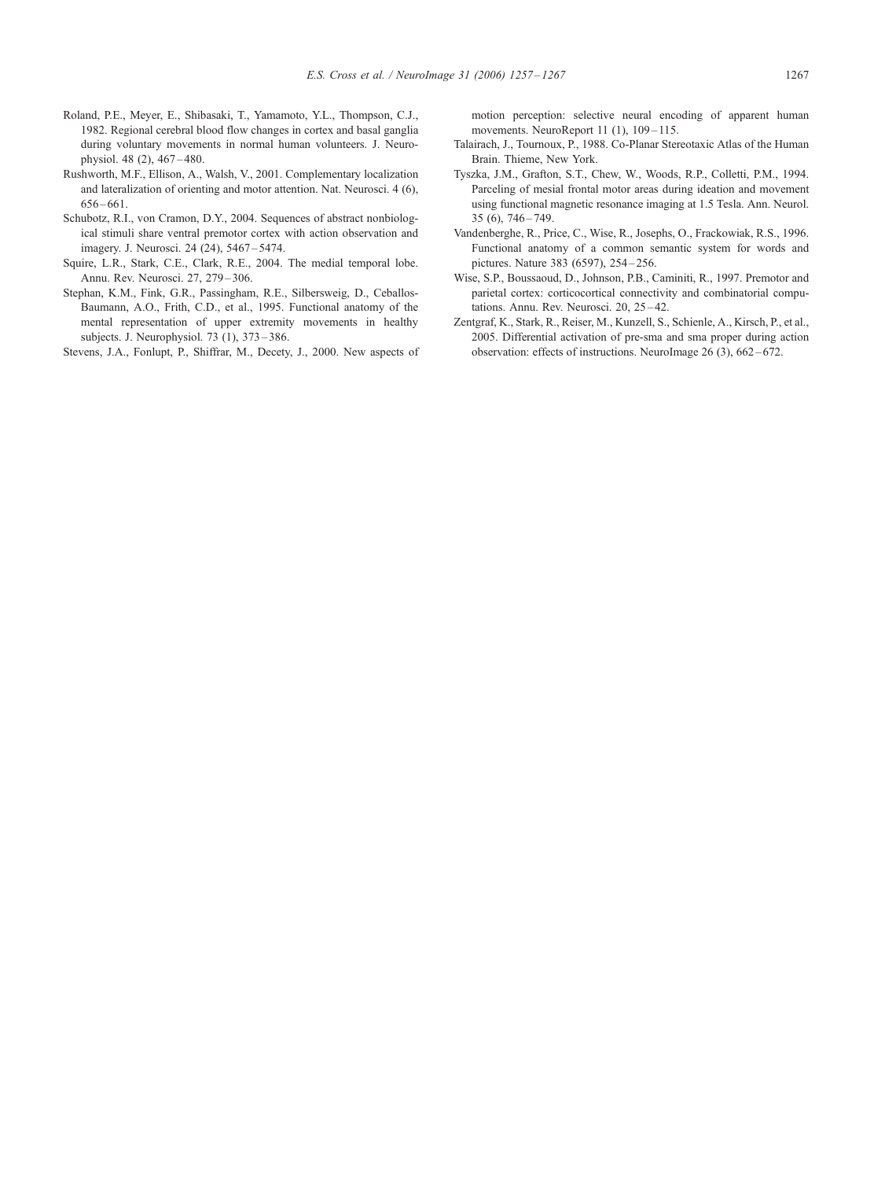Roland, P.E., Meyer, E., Shibasaki, T., Yamamoto, Y.L., Thompson, C.J., 1982. Regional cerebral blood flow changes in cortex and basal ganglia during voluntary movements in normal human volunteers. J. Neurophysiol. 48 (2), 467–480.

Rushworth, M.F., Ellison, A., Walsh, V., 2001. Complementary localization and lateralization of orienting and motor attention. Nat. Neurosci. 4 (6), 656–661.

Schubotz, R.I., von Cramon, D.Y., 2004. Sequences of abstract nonbiological stimuli share ventral premotor cortex with action observation and imagery. J. Neurosci. 24 (24), 5467–5474.

Squire, L.R., Stark, C.E., Clark, R.E., 2004. The medial temporal lobe. Annu. Rev. Neurosci. 27, 279–306.

Stephan, K.M., Fink, G.R., Passingham, R.E., Silbersweig, D., Ceballos-Baumann, A.O., Frith, C.D., et al., 1995. Functional anatomy of the mental representation of upper extremity movements in healthy subjects. J. Neurophysiol. 73 (1), 373–386.

Stevens, J.A., Fonlupt, P., Shiffrar, M., Decety, J., 2000. New aspects of motion perception: selective neural encoding of apparent human movements. NeuroReport 11 (1), 109–115.

Talairach, J., Tournoux, P., 1988. Co-Planar Stereotaxic Atlas of the Human Brain. Thieme, New York.

Tyszka, J.M., Grafton, S.T., Chew, W., Woods, R.P., Colletti, P.M., 1994. Parceling of mesial frontal motor areas during ideation and movement using functional magnetic resonance imaging at 1.5 Tesla. Ann. Neurol. 35 (6), 746–749.

Vandenberghe, R., Price, C., Wise, R., Josephs, O., Frackowiak, R.S., 1996. Functional anatomy of a common semantic system for words and pictures. Nature 383 (6597), 254–256.

Wise, S.P., Boussaoud, D., Johnson, P.B., Caminiti, R., 1997. Premotor and parietal cortex: corticocortical connectivity and combinatorial computations. Annu. Rev. Neurosci. 20, 25–42.

Zentgraf, K., Stark, R., Reiser, M., Kunzell, S., Schienle, A., Kirsch, P., et al., 2005. Differential activation of pre-sma and sma proper during action observation: effects of instructions. NeuroImage 26 (3), 662–672.